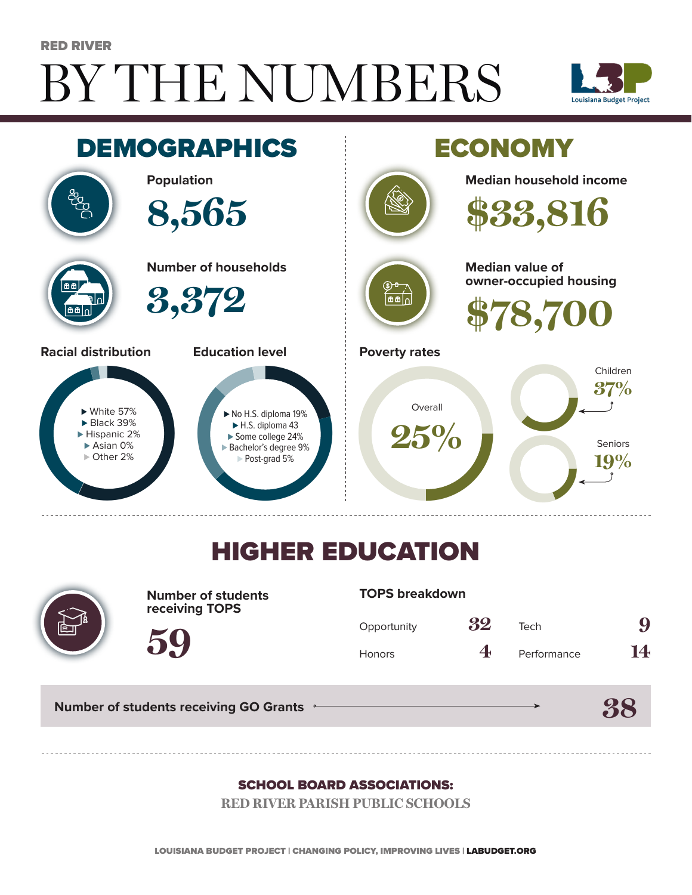RED RIVER

# BY THE NUMBERS

Louisiana Budget Project

## DEMOGRAPHICS

**Population**

8,565

**Number of households**

3,372

**Racial distribution**

- White 57%
- Black 39%
- Hispanic 2%
- Asian 0%
- Other 2%

**Education level**

- No H.S. diploma 19%
- H.S. diploma 43
- Some college 24%
- Bachelor's degree 9%
- Post-grad 5%

## ECONOMY

**Median household income**

$33,816

**Median value of owner-occupied housing**

$78,700

**Poverty rates**

Overall 25%

Children 37%

Seniors 19%

## HIGHER EDUCATION

**Number of students receiving TOPS**

59

**TOPS breakdown**

| | | | |
|---|---|---|---|
| Opportunity | 32 | Tech | 9 |
| Honors | 4 | Performance | 14 |

**Number of students receiving GO Grants** 38

**SCHOOL BOARD ASSOCIATIONS:**

RED RIVER PARISH PUBLIC SCHOOLS

LOUISIANA BUDGET PROJECT | CHANGING POLICY, IMPROVING LIVES | LABUDGET.ORG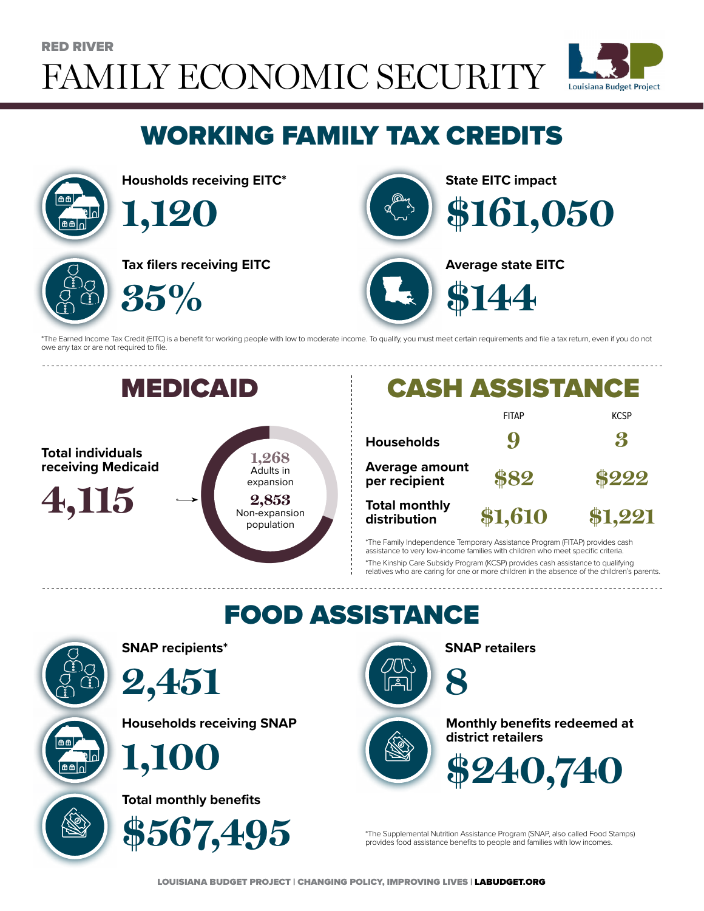RED RIVER

# FAMILY ECONOMIC SECURITY

Louisiana Budget Project

## WORKING FAMILY TAX CREDITS

**Households receiving EITC***

**1,120**

**State EITC impact**

**$161,050**

**Tax filers receiving EITC**

**35%**

**Average state EITC**

**$144**

*The Earned Income Tax Credit (EITC) is a benefit for working people with low to moderate income. To qualify, you must meet certain requirements and file a tax return, even if you do not owe any tax or are not required to file.

## MEDICAID

**Total individuals receiving Medicaid**

**4,115**

1,268
Adults in expansion

2,853
Non-expansion population

## CASH ASSISTANCE

| | FITAP | KCSP |
|---|---|---|
| **Households** | 9 | 3 |
| **Average amount per recipient** | $82 | $222 |
| **Total monthly distribution** | $1,610 | $1,221 |

*The Family Independence Temporary Assistance Program (FITAP) provides cash assistance to very low-income families with children who meet specific criteria.

*The Kinship Care Subsidy Program (KCSP) provides cash assistance to qualifying relatives who are caring for one or more children in the absence of the children's parents.

## FOOD ASSISTANCE

**SNAP recipients***

**2,451**

**Households receiving SNAP**

**1,100**

**Total monthly benefits**

**$567,495**

**SNAP retailers**

**8**

**Monthly benefits redeemed at district retailers**

**$240,740**

*The Supplemental Nutrition Assistance Program (SNAP, also called Food Stamps) provides food assistance benefits to people and families with low incomes.

LOUISIANA BUDGET PROJECT | CHANGING POLICY, IMPROVING LIVES | LABUDGET.ORG